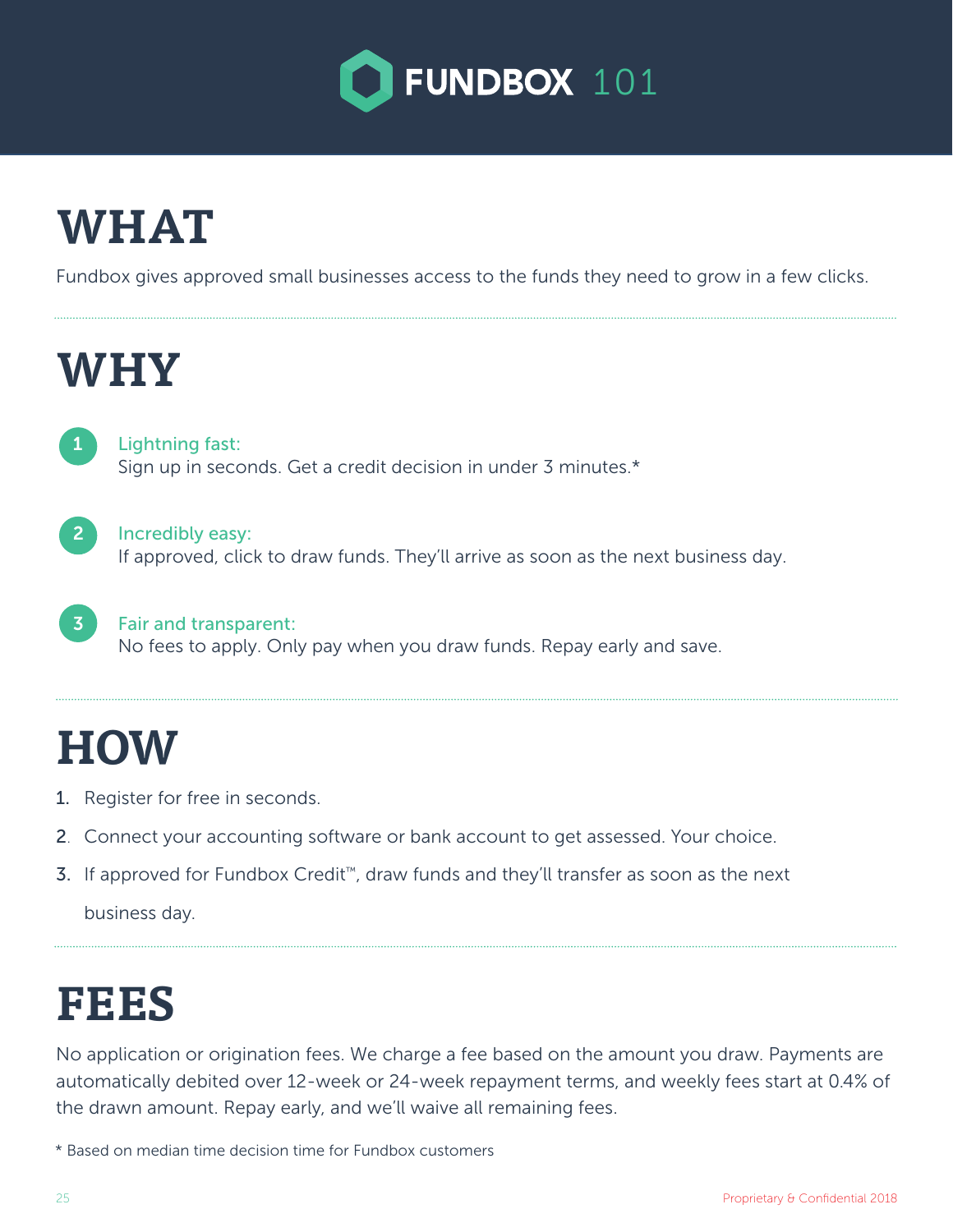# FUNDBOX 101

## WHAT

Fundbox gives approved small businesses access to the funds they need to grow in a few clicks.

## WHY

1. **Lightning fast:**
   Sign up in seconds. Get a credit decision in under 3 minutes.*

2. **Incredibly easy:**
   If approved, click to draw funds. They'll arrive as soon as the next business day.

3. **Fair and transparent:**
   No fees to apply. Only pay when you draw funds. Repay early and save.

## HOW

1. Register for free in seconds.
2. Connect your accounting software or bank account to get assessed. Your choice.
3. If approved for Fundbox Credit™, draw funds and they'll transfer as soon as the next business day.

## FEES

No application or origination fees. We charge a fee based on the amount you draw. Payments are automatically debited over 12-week or 24-week repayment terms, and weekly fees start at 0.4% of the drawn amount. Repay early, and we'll waive all remaining fees.

* Based on median time decision time for Fundbox customers

Proprietary & Confidential 2018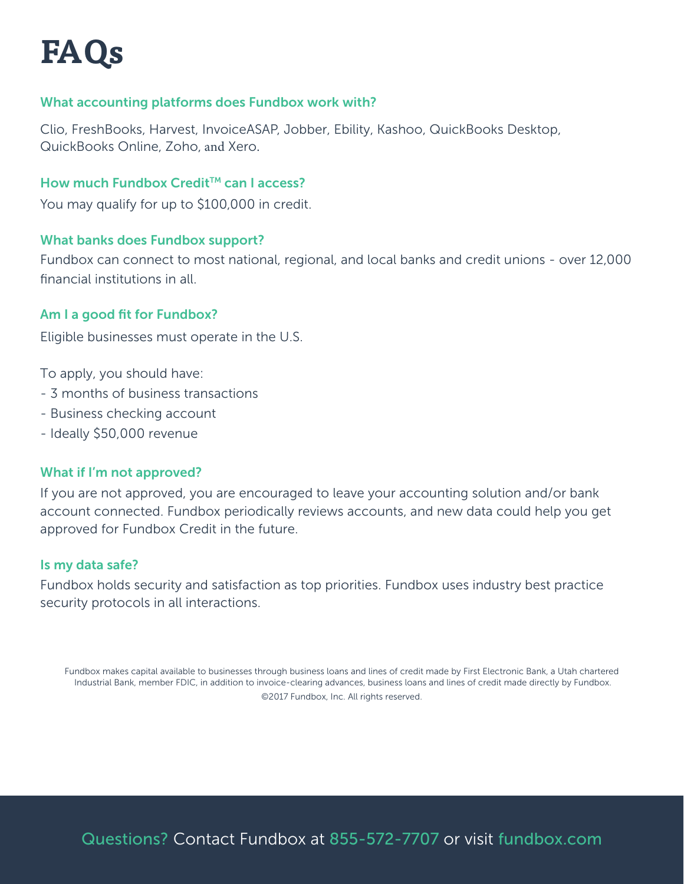# FAQs

### What accounting platforms does Fundbox work with?

Clio, FreshBooks, Harvest, InvoiceASAP, Jobber, Ebility, Kashoo, QuickBooks Desktop, QuickBooks Online, Zoho, and Xero.

### How much Fundbox Credit™ can I access?

You may qualify for up to $100,000 in credit.

### What banks does Fundbox support?

Fundbox can connect to most national, regional, and local banks and credit unions - over 12,000 financial institutions in all.

### Am I a good fit for Fundbox?

Eligible businesses must operate in the U.S.

To apply, you should have:

- 3 months of business transactions
- Business checking account
- Ideally $50,000 revenue

### What if I'm not approved?

If you are not approved, you are encouraged to leave your accounting solution and/or bank account connected. Fundbox periodically reviews accounts, and new data could help you get approved for Fundbox Credit in the future.

### Is my data safe?

Fundbox holds security and satisfaction as top priorities. Fundbox uses industry best practice security protocols in all interactions.

Fundbox makes capital available to businesses through business loans and lines of credit made by First Electronic Bank, a Utah chartered Industrial Bank, member FDIC, in addition to invoice-clearing advances, business loans and lines of credit made directly by Fundbox.

©2017 Fundbox, Inc. All rights reserved.

Questions? Contact Fundbox at 855-572-7707 or visit fundbox.com